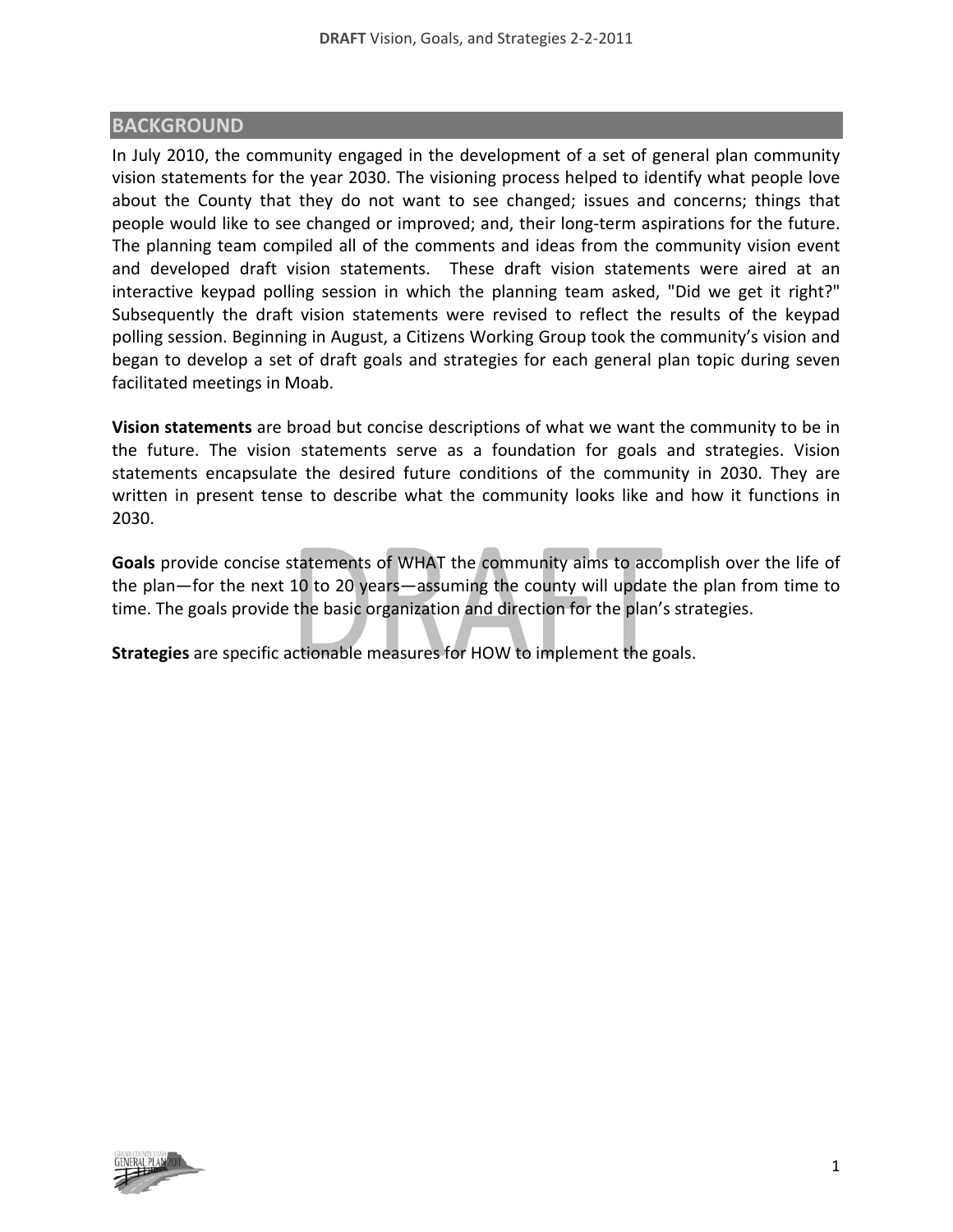## BACKGROUND

In July 2010, the community engaged in the development of a set of general plan community vision statements for the year 2030. The visioning process helped to identify what people love about the County that they do not want to see changed; issues and concerns; things that people would like to see changed or improved; and, their long-term aspirations for the future. The planning team compiled all of the comments and ideas from the community vision event and developed draft vision statements. These draft vision statements were aired at an interactive keypad polling session in which the planning team asked, "Did we get it right?" Subsequently the draft vision statements were revised to reflect the results of the keypad polling session. Beginning in August, a Citizens Working Group took the community's vision and began to develop a set of draft goals and strategies for each general plan topic during seven facilitated meetings in Moab.

**Vision statements** are broad but concise descriptions of what we want the community to be in the future. The vision statements serve as a foundation for goals and strategies. Vision statements encapsulate the desired future conditions of the community in 2030. They are written in present tense to describe what the community looks like and how it functions in 2030.

**Goals** provide concise statements of WHAT the community aims to accomplish over the life of the plan—for the next 10 to 20 years—assuming the county will update the plan from time to time. The goals provide the basic organization and direction for the plan's strategies.

**Strategies** are specific actionable measures for HOW to implement the goals.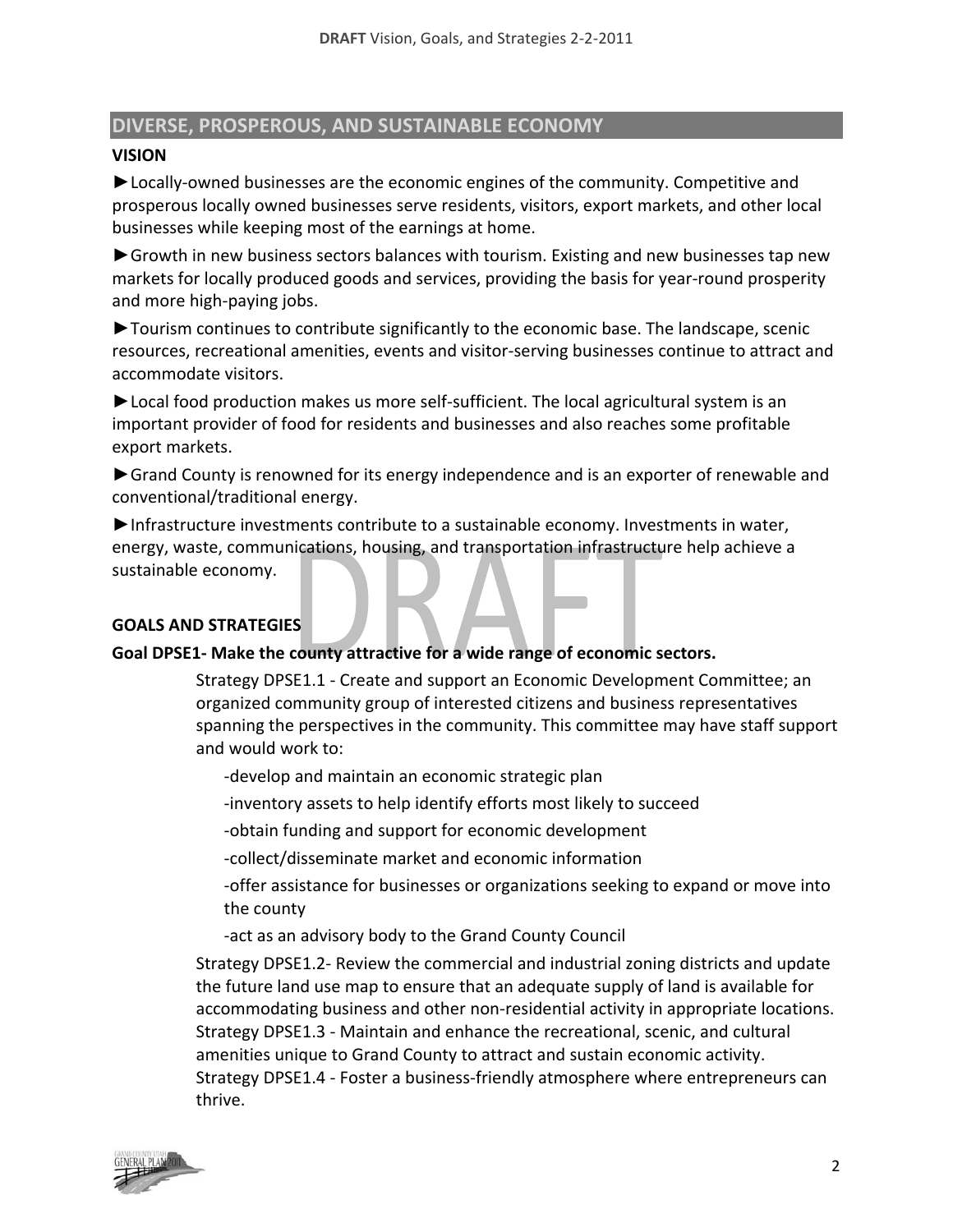## DIVERSE, PROSPEROUS, AND SUSTAINABLE ECONOMY

### VISION

►Locally-owned businesses are the economic engines of the community. Competitive and prosperous locally owned businesses serve residents, visitors, export markets, and other local businesses while keeping most of the earnings at home.

►Growth in new business sectors balances with tourism. Existing and new businesses tap new markets for locally produced goods and services, providing the basis for year-round prosperity and more high-paying jobs.

►Tourism continues to contribute significantly to the economic base. The landscape, scenic resources, recreational amenities, events and visitor-serving businesses continue to attract and accommodate visitors.

►Local food production makes us more self-sufficient. The local agricultural system is an important provider of food for residents and businesses and also reaches some profitable export markets.

►Grand County is renowned for its energy independence and is an exporter of renewable and conventional/traditional energy.

►Infrastructure investments contribute to a sustainable economy. Investments in water, energy, waste, communications, housing, and transportation infrastructure help achieve a sustainable economy.

### GOALS AND STRATEGIES

**Goal DPSE1- Make the county attractive for a wide range of economic sectors.**

Strategy DPSE1.1 - Create and support an Economic Development Committee; an organized community group of interested citizens and business representatives spanning the perspectives in the community. This committee may have staff support and would work to:

- develop and maintain an economic strategic plan
- inventory assets to help identify efforts most likely to succeed
- obtain funding and support for economic development
- collect/disseminate market and economic information
- offer assistance for businesses or organizations seeking to expand or move into the county
- act as an advisory body to the Grand County Council

Strategy DPSE1.2- Review the commercial and industrial zoning districts and update the future land use map to ensure that an adequate supply of land is available for accommodating business and other non-residential activity in appropriate locations.

Strategy DPSE1.3 - Maintain and enhance the recreational, scenic, and cultural amenities unique to Grand County to attract and sustain economic activity.

Strategy DPSE1.4 - Foster a business-friendly atmosphere where entrepreneurs can thrive.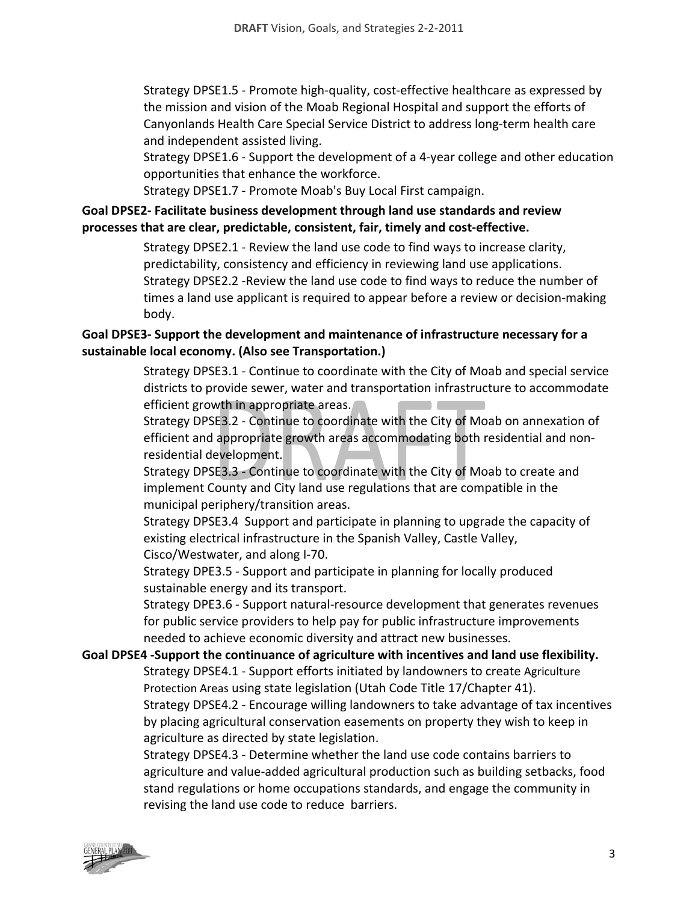Strategy DPSE1.5 - Promote high-quality, cost-effective healthcare as expressed by the mission and vision of the Moab Regional Hospital and support the efforts of Canyonlands Health Care Special Service District to address long-term health care and independent assisted living.

Strategy DPSE1.6 - Support the development of a 4-year college and other education opportunities that enhance the workforce.

Strategy DPSE1.7 - Promote Moab's Buy Local First campaign.

**Goal DPSE2- Facilitate business development through land use standards and review processes that are clear, predictable, consistent, fair, timely and cost-effective.**

Strategy DPSE2.1 - Review the land use code to find ways to increase clarity, predictability, consistency and efficiency in reviewing land use applications.

Strategy DPSE2.2 -Review the land use code to find ways to reduce the number of times a land use applicant is required to appear before a review or decision-making body.

**Goal DPSE3- Support the development and maintenance of infrastructure necessary for a sustainable local economy. (Also see Transportation.)**

Strategy DPSE3.1 - Continue to coordinate with the City of Moab and special service districts to provide sewer, water and transportation infrastructure to accommodate efficient growth in appropriate areas.

Strategy DPSE3.2 - Continue to coordinate with the City of Moab on annexation of efficient and appropriate growth areas accommodating both residential and non-residential development.

Strategy DPSE3.3 - Continue to coordinate with the City of Moab to create and implement County and City land use regulations that are compatible in the municipal periphery/transition areas.

Strategy DPSE3.4 Support and participate in planning to upgrade the capacity of existing electrical infrastructure in the Spanish Valley, Castle Valley, Cisco/Westwater, and along I-70.

Strategy DPE3.5 - Support and participate in planning for locally produced sustainable energy and its transport.

Strategy DPE3.6 - Support natural-resource development that generates revenues for public service providers to help pay for public infrastructure improvements needed to achieve economic diversity and attract new businesses.

**Goal DPSE4 -Support the continuance of agriculture with incentives and land use flexibility.**

Strategy DPSE4.1 - Support efforts initiated by landowners to create Agriculture Protection Areas using state legislation (Utah Code Title 17/Chapter 41).

Strategy DPSE4.2 - Encourage willing landowners to take advantage of tax incentives by placing agricultural conservation easements on property they wish to keep in agriculture as directed by state legislation.

Strategy DPSE4.3 - Determine whether the land use code contains barriers to agriculture and value-added agricultural production such as building setbacks, food stand regulations or home occupations standards, and engage the community in revising the land use code to reduce barriers.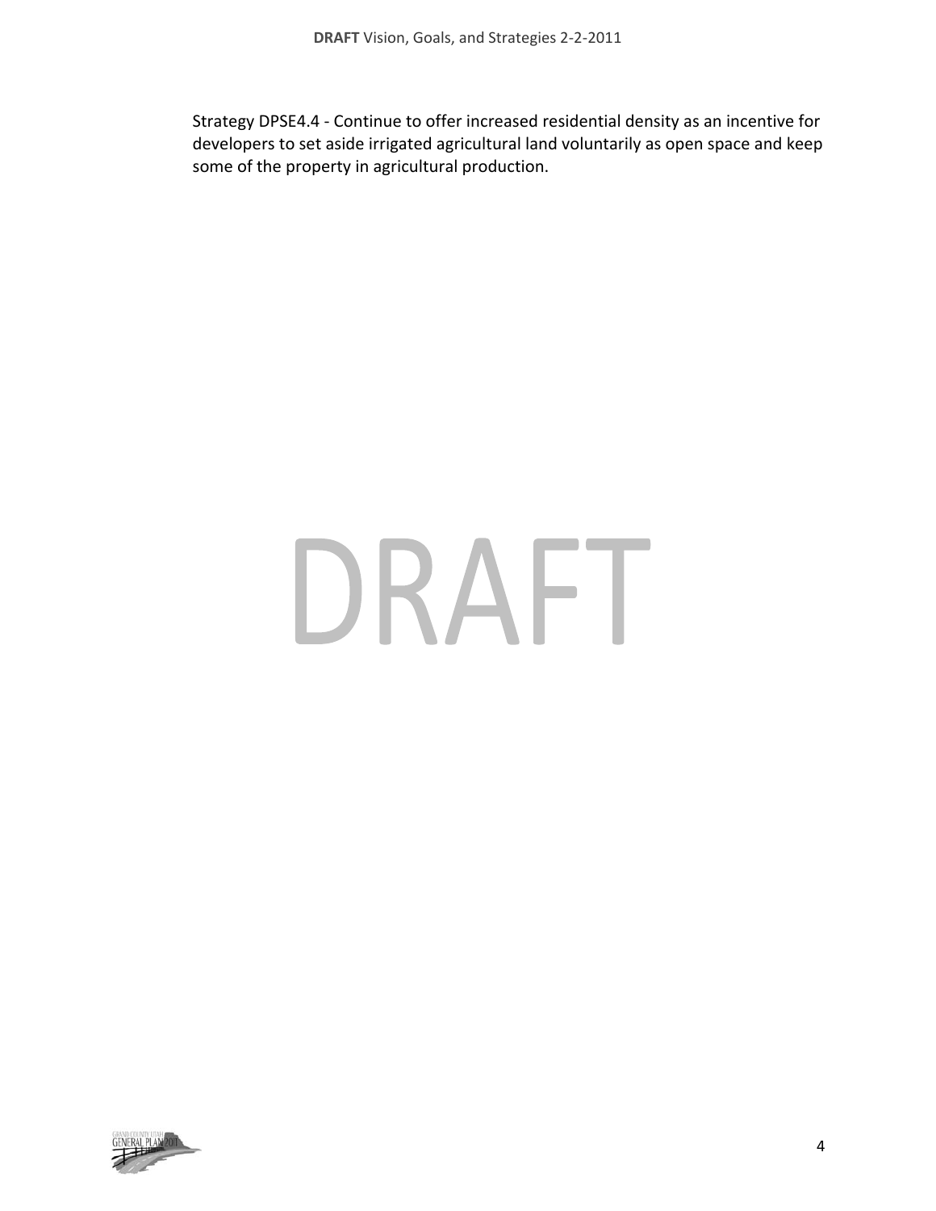Strategy DPSE4.4 - Continue to offer increased residential density as an incentive for developers to set aside irrigated agricultural land voluntarily as open space and keep some of the property in agricultural production.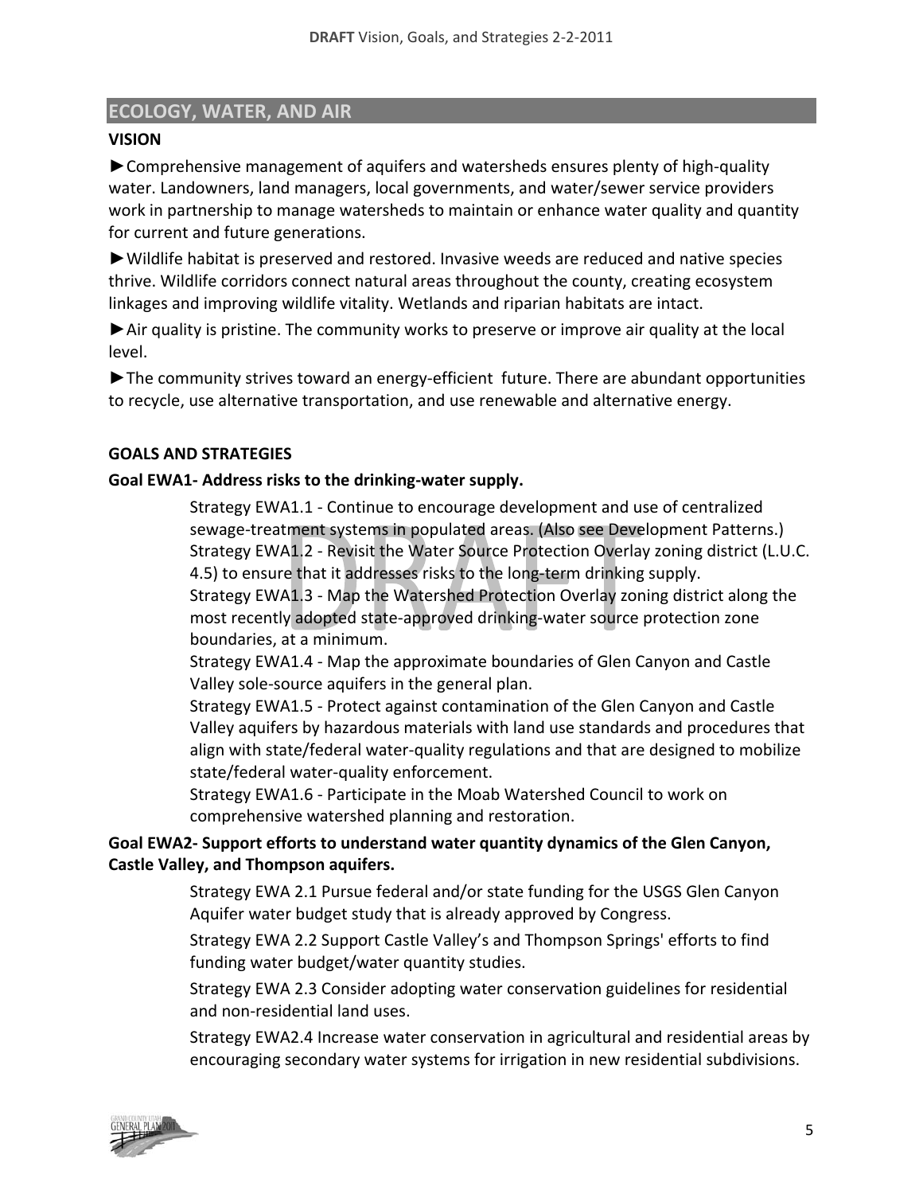## ECOLOGY, WATER, AND AIR

### VISION

►Comprehensive management of aquifers and watersheds ensures plenty of high-quality water. Landowners, land managers, local governments, and water/sewer service providers work in partnership to manage watersheds to maintain or enhance water quality and quantity for current and future generations.

►Wildlife habitat is preserved and restored. Invasive weeds are reduced and native species thrive. Wildlife corridors connect natural areas throughout the county, creating ecosystem linkages and improving wildlife vitality. Wetlands and riparian habitats are intact.

►Air quality is pristine. The community works to preserve or improve air quality at the local level.

►The community strives toward an energy-efficient future. There are abundant opportunities to recycle, use alternative transportation, and use renewable and alternative energy.

### GOALS AND STRATEGIES

**Goal EWA1- Address risks to the drinking-water supply.**

Strategy EWA1.1 - Continue to encourage development and use of centralized sewage-treatment systems in populated areas. (Also see Development Patterns.)
Strategy EWA1.2 - Revisit the Water Source Protection Overlay zoning district (L.U.C. 4.5) to ensure that it addresses risks to the long-term drinking supply.
Strategy EWA1.3 - Map the Watershed Protection Overlay zoning district along the most recently adopted state-approved drinking-water source protection zone boundaries, at a minimum.
Strategy EWA1.4 - Map the approximate boundaries of Glen Canyon and Castle Valley sole-source aquifers in the general plan.
Strategy EWA1.5 - Protect against contamination of the Glen Canyon and Castle Valley aquifers by hazardous materials with land use standards and procedures that align with state/federal water-quality regulations and that are designed to mobilize state/federal water-quality enforcement.
Strategy EWA1.6 - Participate in the Moab Watershed Council to work on comprehensive watershed planning and restoration.

**Goal EWA2- Support efforts to understand water quantity dynamics of the Glen Canyon, Castle Valley, and Thompson aquifers.**

Strategy EWA 2.1 Pursue federal and/or state funding for the USGS Glen Canyon Aquifer water budget study that is already approved by Congress.

Strategy EWA 2.2 Support Castle Valley's and Thompson Springs' efforts to find funding water budget/water quantity studies.

Strategy EWA 2.3 Consider adopting water conservation guidelines for residential and non-residential land uses.

Strategy EWA2.4 Increase water conservation in agricultural and residential areas by encouraging secondary water systems for irrigation in new residential subdivisions.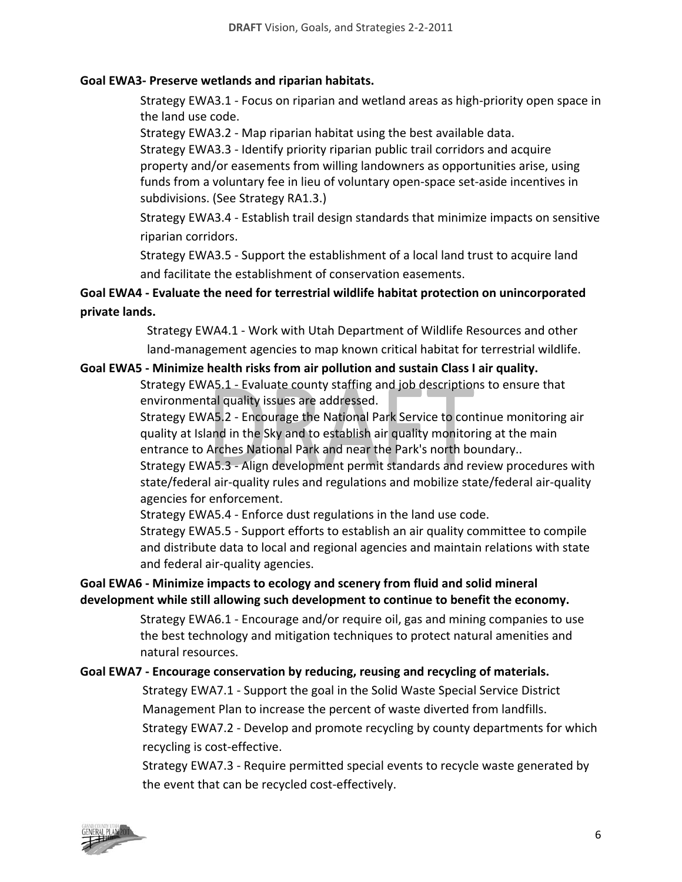**Goal EWA3- Preserve wetlands and riparian habitats.**

Strategy EWA3.1 - Focus on riparian and wetland areas as high-priority open space in the land use code.

Strategy EWA3.2 - Map riparian habitat using the best available data.

Strategy EWA3.3 - Identify priority riparian public trail corridors and acquire property and/or easements from willing landowners as opportunities arise, using funds from a voluntary fee in lieu of voluntary open-space set-aside incentives in subdivisions. (See Strategy RA1.3.)

Strategy EWA3.4 - Establish trail design standards that minimize impacts on sensitive riparian corridors.

Strategy EWA3.5 - Support the establishment of a local land trust to acquire land and facilitate the establishment of conservation easements.

**Goal EWA4 - Evaluate the need for terrestrial wildlife habitat protection on unincorporated private lands.**

Strategy EWA4.1 - Work with Utah Department of Wildlife Resources and other land-management agencies to map known critical habitat for terrestrial wildlife.

**Goal EWA5 - Minimize health risks from air pollution and sustain Class I air quality.**

Strategy EWA5.1 - Evaluate county staffing and job descriptions to ensure that environmental quality issues are addressed.

Strategy EWA5.2 - Encourage the National Park Service to continue monitoring air quality at Island in the Sky and to establish air quality monitoring at the main entrance to Arches National Park and near the Park's north boundary..

Strategy EWA5.3 - Align development permit standards and review procedures with state/federal air-quality rules and regulations and mobilize state/federal air-quality agencies for enforcement.

Strategy EWA5.4 - Enforce dust regulations in the land use code.

Strategy EWA5.5 - Support efforts to establish an air quality committee to compile and distribute data to local and regional agencies and maintain relations with state and federal air-quality agencies.

**Goal EWA6 - Minimize impacts to ecology and scenery from fluid and solid mineral development while still allowing such development to continue to benefit the economy.**

Strategy EWA6.1 - Encourage and/or require oil, gas and mining companies to use the best technology and mitigation techniques to protect natural amenities and natural resources.

**Goal EWA7 - Encourage conservation by reducing, reusing and recycling of materials.**

Strategy EWA7.1 - Support the goal in the Solid Waste Special Service District Management Plan to increase the percent of waste diverted from landfills.

Strategy EWA7.2 - Develop and promote recycling by county departments for which recycling is cost-effective.

Strategy EWA7.3 - Require permitted special events to recycle waste generated by the event that can be recycled cost-effectively.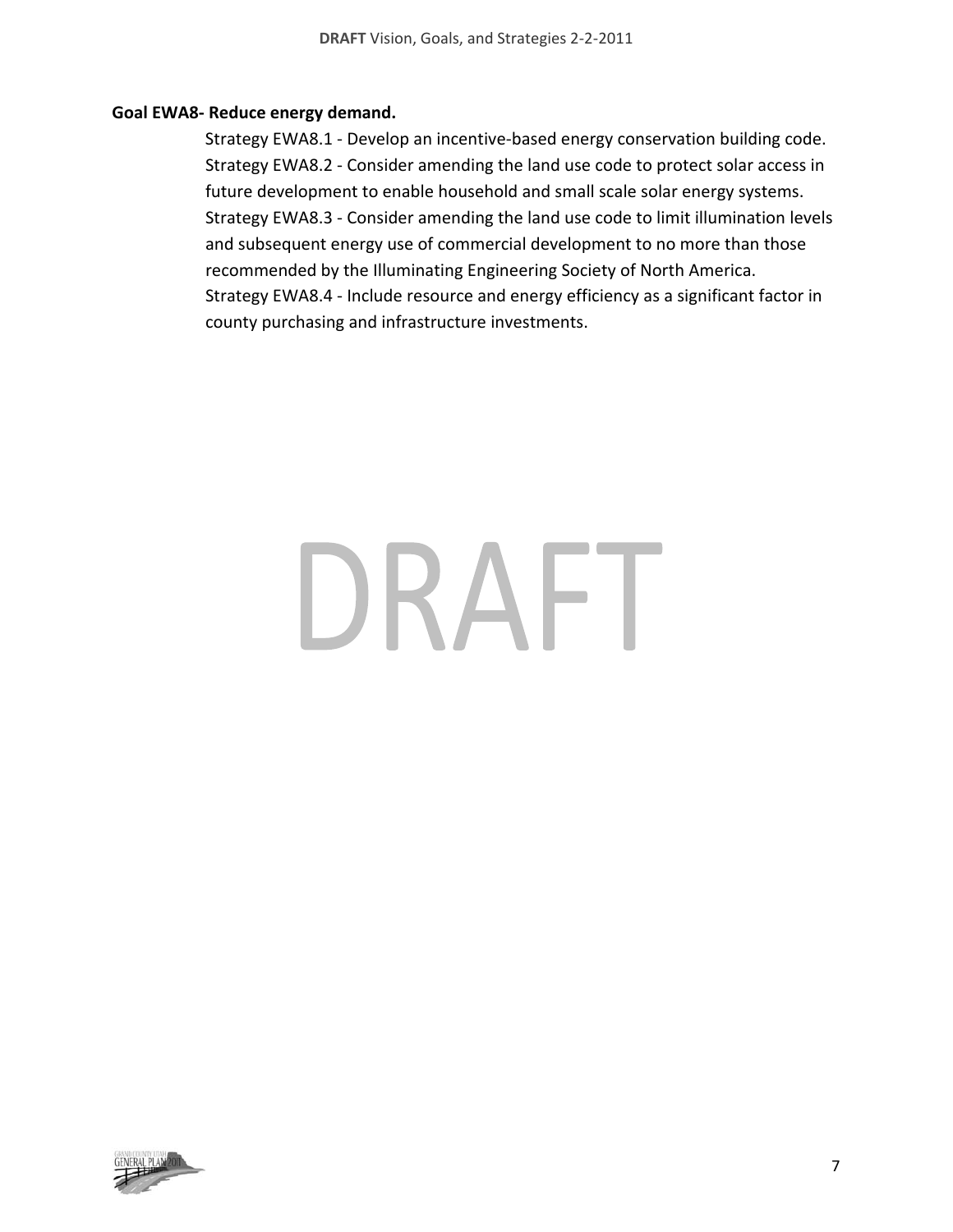**Goal EWA8- Reduce energy demand.**

Strategy EWA8.1 - Develop an incentive-based energy conservation building code.
Strategy EWA8.2 - Consider amending the land use code to protect solar access in future development to enable household and small scale solar energy systems.
Strategy EWA8.3 - Consider amending the land use code to limit illumination levels and subsequent energy use of commercial development to no more than those recommended by the Illuminating Engineering Society of North America.
Strategy EWA8.4 - Include resource and energy efficiency as a significant factor in county purchasing and infrastructure investments.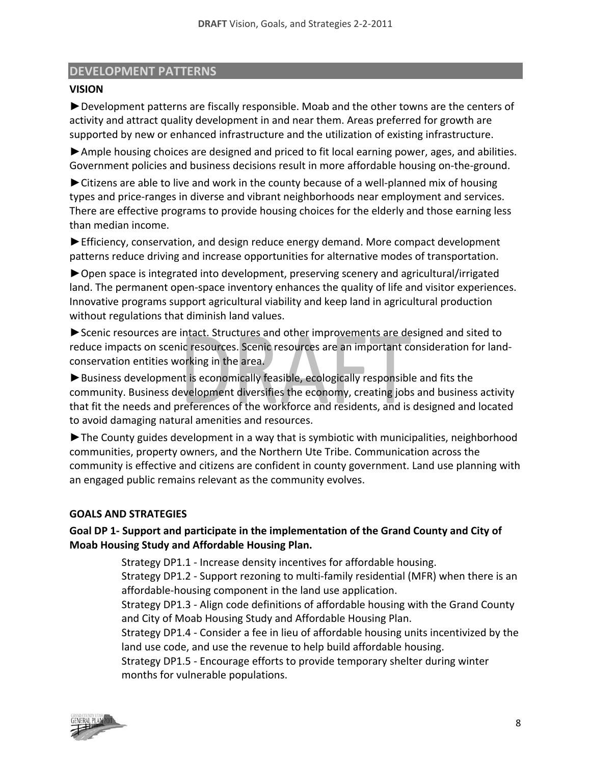## DEVELOPMENT PATTERNS

### VISION

►Development patterns are fiscally responsible. Moab and the other towns are the centers of activity and attract quality development in and near them. Areas preferred for growth are supported by new or enhanced infrastructure and the utilization of existing infrastructure.

►Ample housing choices are designed and priced to fit local earning power, ages, and abilities. Government policies and business decisions result in more affordable housing on-the-ground.

►Citizens are able to live and work in the county because of a well-planned mix of housing types and price-ranges in diverse and vibrant neighborhoods near employment and services. There are effective programs to provide housing choices for the elderly and those earning less than median income.

►Efficiency, conservation, and design reduce energy demand. More compact development patterns reduce driving and increase opportunities for alternative modes of transportation.

►Open space is integrated into development, preserving scenery and agricultural/irrigated land. The permanent open-space inventory enhances the quality of life and visitor experiences. Innovative programs support agricultural viability and keep land in agricultural production without regulations that diminish land values.

►Scenic resources are intact. Structures and other improvements are designed and sited to reduce impacts on scenic resources. Scenic resources are an important consideration for land-conservation entities working in the area.

►Business development is economically feasible, ecologically responsible and fits the community. Business development diversifies the economy, creating jobs and business activity that fit the needs and preferences of the workforce and residents, and is designed and located to avoid damaging natural amenities and resources.

►The County guides development in a way that is symbiotic with municipalities, neighborhood communities, property owners, and the Northern Ute Tribe. Communication across the community is effective and citizens are confident in county government. Land use planning with an engaged public remains relevant as the community evolves.

### GOALS AND STRATEGIES

**Goal DP 1- Support and participate in the implementation of the Grand County and City of Moab Housing Study and Affordable Housing Plan.**

Strategy DP1.1 - Increase density incentives for affordable housing.

Strategy DP1.2 - Support rezoning to multi-family residential (MFR) when there is an affordable-housing component in the land use application.

Strategy DP1.3 - Align code definitions of affordable housing with the Grand County and City of Moab Housing Study and Affordable Housing Plan.

Strategy DP1.4 - Consider a fee in lieu of affordable housing units incentivized by the land use code, and use the revenue to help build affordable housing.

Strategy DP1.5 - Encourage efforts to provide temporary shelter during winter months for vulnerable populations.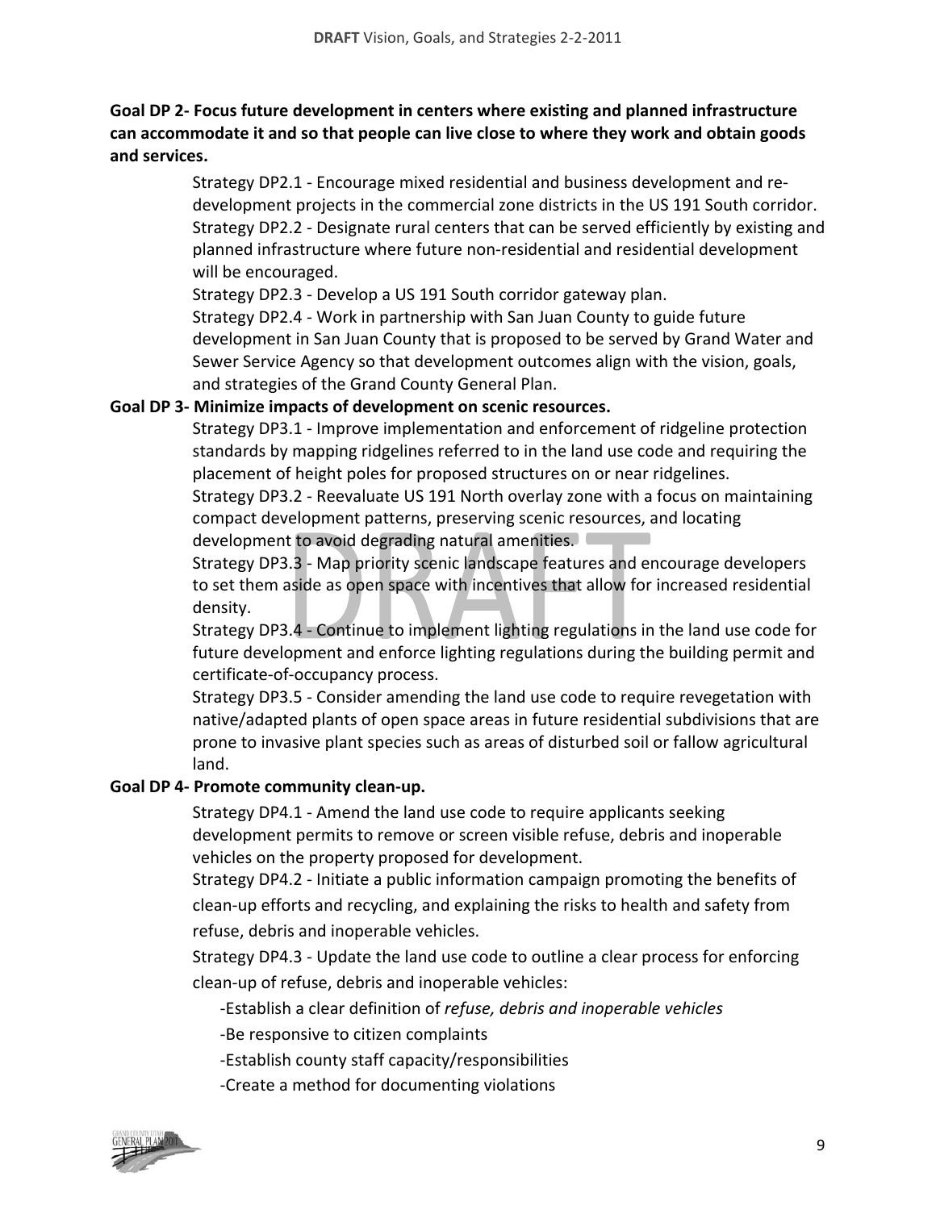**Goal DP 2- Focus future development in centers where existing and planned infrastructure can accommodate it and so that people can live close to where they work and obtain goods and services.**

Strategy DP2.1 - Encourage mixed residential and business development and re-development projects in the commercial zone districts in the US 191 South corridor.

Strategy DP2.2 - Designate rural centers that can be served efficiently by existing and planned infrastructure where future non-residential and residential development will be encouraged.

Strategy DP2.3 - Develop a US 191 South corridor gateway plan.

Strategy DP2.4 - Work in partnership with San Juan County to guide future development in San Juan County that is proposed to be served by Grand Water and Sewer Service Agency so that development outcomes align with the vision, goals, and strategies of the Grand County General Plan.

**Goal DP 3- Minimize impacts of development on scenic resources.**

Strategy DP3.1 - Improve implementation and enforcement of ridgeline protection standards by mapping ridgelines referred to in the land use code and requiring the placement of height poles for proposed structures on or near ridgelines.

Strategy DP3.2 - Reevaluate US 191 North overlay zone with a focus on maintaining compact development patterns, preserving scenic resources, and locating development to avoid degrading natural amenities.

Strategy DP3.3 - Map priority scenic landscape features and encourage developers to set them aside as open space with incentives that allow for increased residential density.

Strategy DP3.4 - Continue to implement lighting regulations in the land use code for future development and enforce lighting regulations during the building permit and certificate-of-occupancy process.

Strategy DP3.5 - Consider amending the land use code to require revegetation with native/adapted plants of open space areas in future residential subdivisions that are prone to invasive plant species such as areas of disturbed soil or fallow agricultural land.

**Goal DP 4- Promote community clean-up.**

Strategy DP4.1 - Amend the land use code to require applicants seeking development permits to remove or screen visible refuse, debris and inoperable vehicles on the property proposed for development.

Strategy DP4.2 - Initiate a public information campaign promoting the benefits of clean-up efforts and recycling, and explaining the risks to health and safety from refuse, debris and inoperable vehicles.

Strategy DP4.3 - Update the land use code to outline a clear process for enforcing clean-up of refuse, debris and inoperable vehicles:

- Establish a clear definition of *refuse, debris and inoperable vehicles*
- Be responsive to citizen complaints
- Establish county staff capacity/responsibilities
- Create a method for documenting violations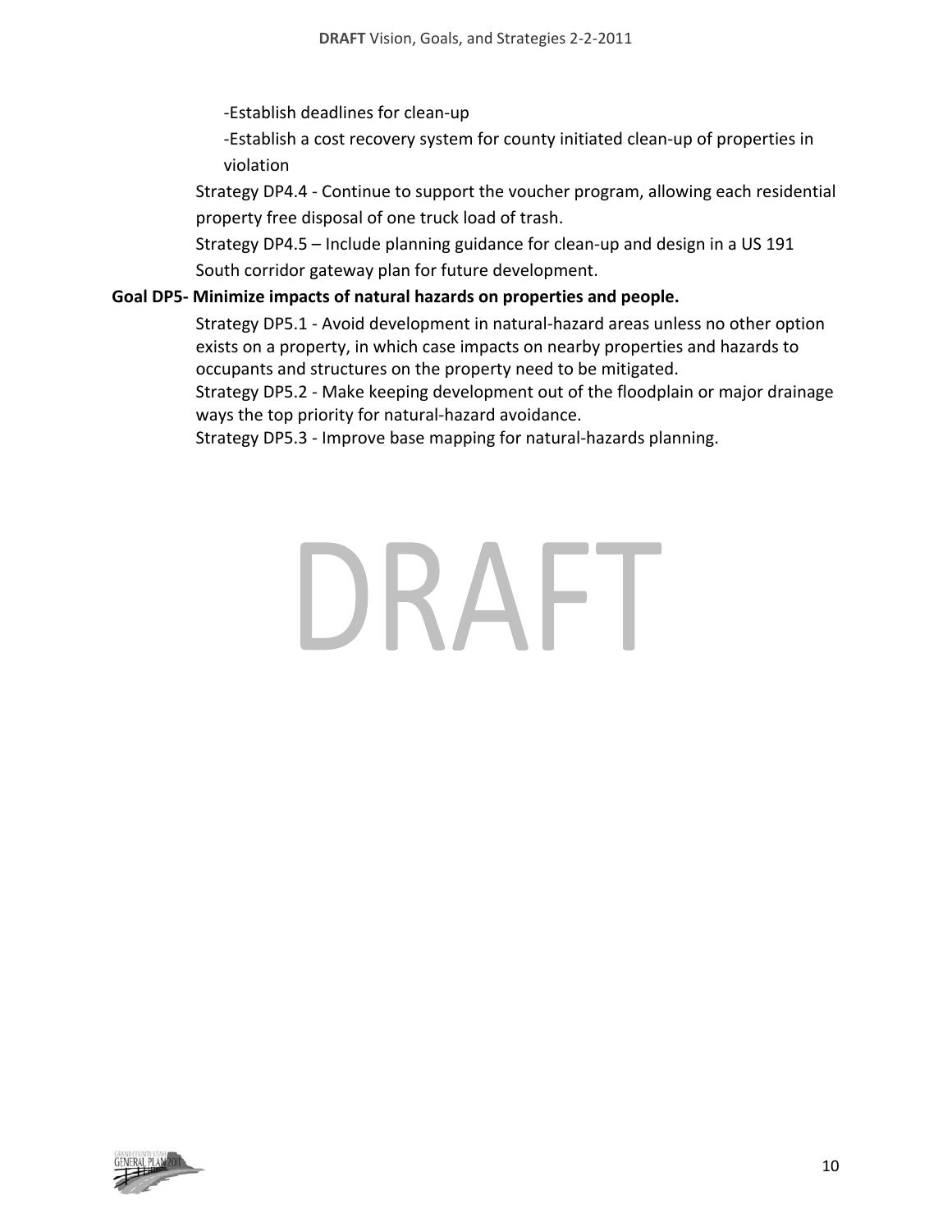-Establish deadlines for clean-up

-Establish a cost recovery system for county initiated clean-up of properties in violation

Strategy DP4.4 - Continue to support the voucher program, allowing each residential property free disposal of one truck load of trash.

Strategy DP4.5 – Include planning guidance for clean-up and design in a US 191 South corridor gateway plan for future development.

**Goal DP5- Minimize impacts of natural hazards on properties and people.**

Strategy DP5.1 - Avoid development in natural-hazard areas unless no other option exists on a property, in which case impacts on nearby properties and hazards to occupants and structures on the property need to be mitigated.

Strategy DP5.2 - Make keeping development out of the floodplain or major drainage ways the top priority for natural-hazard avoidance.

Strategy DP5.3 - Improve base mapping for natural-hazards planning.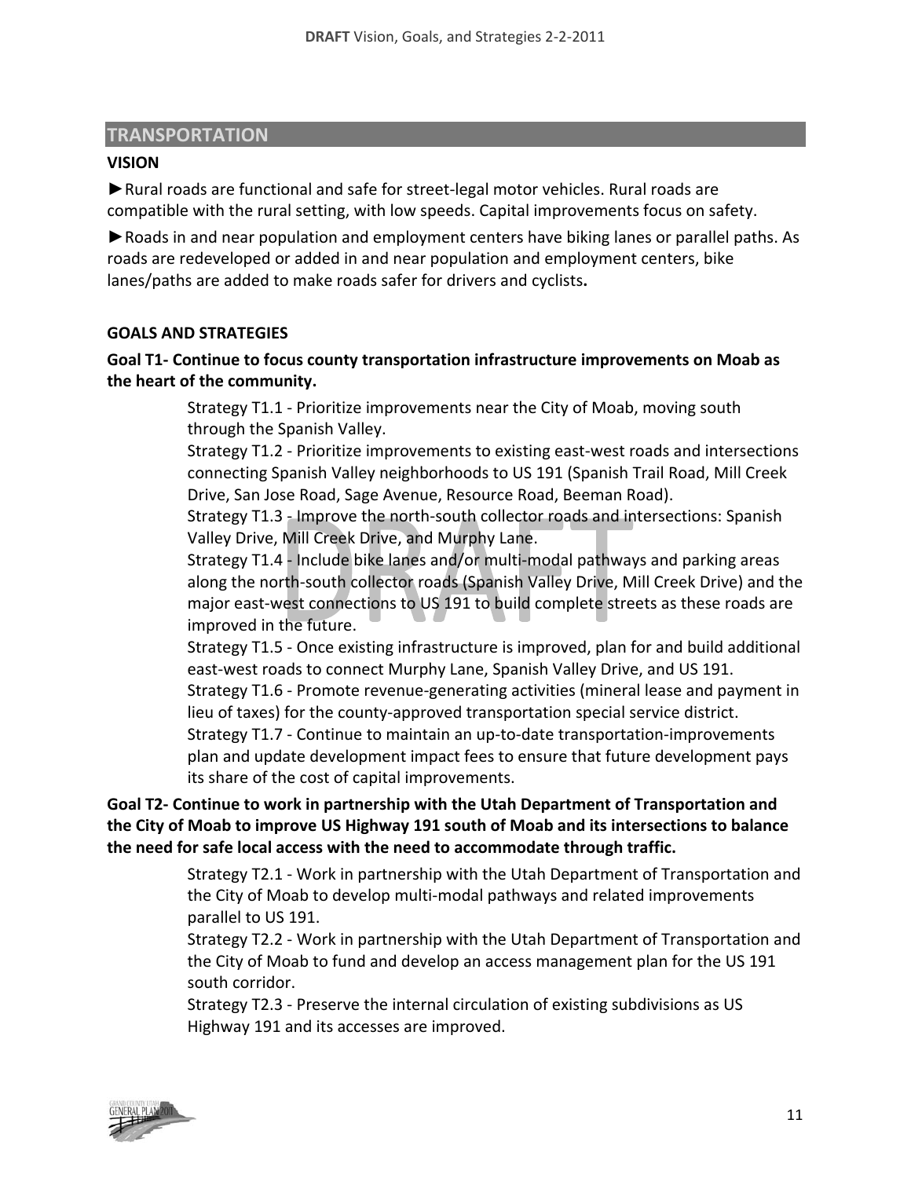## TRANSPORTATION

### VISION

►Rural roads are functional and safe for street-legal motor vehicles. Rural roads are compatible with the rural setting, with low speeds. Capital improvements focus on safety.

►Roads in and near population and employment centers have biking lanes or parallel paths. As roads are redeveloped or added in and near population and employment centers, bike lanes/paths are added to make roads safer for drivers and cyclists**.**

### GOALS AND STRATEGIES

**Goal T1- Continue to focus county transportation infrastructure improvements on Moab as the heart of the community.**

Strategy T1.1 - Prioritize improvements near the City of Moab, moving south through the Spanish Valley.
Strategy T1.2 - Prioritize improvements to existing east-west roads and intersections connecting Spanish Valley neighborhoods to US 191 (Spanish Trail Road, Mill Creek Drive, San Jose Road, Sage Avenue, Resource Road, Beeman Road).
Strategy T1.3 - Improve the north-south collector roads and intersections: Spanish Valley Drive, Mill Creek Drive, and Murphy Lane.
Strategy T1.4 - Include bike lanes and/or multi-modal pathways and parking areas along the north-south collector roads (Spanish Valley Drive, Mill Creek Drive) and the major east-west connections to US 191 to build complete streets as these roads are improved in the future.
Strategy T1.5 - Once existing infrastructure is improved, plan for and build additional east-west roads to connect Murphy Lane, Spanish Valley Drive, and US 191.
Strategy T1.6 - Promote revenue-generating activities (mineral lease and payment in lieu of taxes) for the county-approved transportation special service district.
Strategy T1.7 - Continue to maintain an up-to-date transportation-improvements plan and update development impact fees to ensure that future development pays its share of the cost of capital improvements.

**Goal T2- Continue to work in partnership with the Utah Department of Transportation and the City of Moab to improve US Highway 191 south of Moab and its intersections to balance the need for safe local access with the need to accommodate through traffic.**

Strategy T2.1 - Work in partnership with the Utah Department of Transportation and the City of Moab to develop multi-modal pathways and related improvements parallel to US 191.
Strategy T2.2 - Work in partnership with the Utah Department of Transportation and the City of Moab to fund and develop an access management plan for the US 191 south corridor.
Strategy T2.3 - Preserve the internal circulation of existing subdivisions as US Highway 191 and its accesses are improved.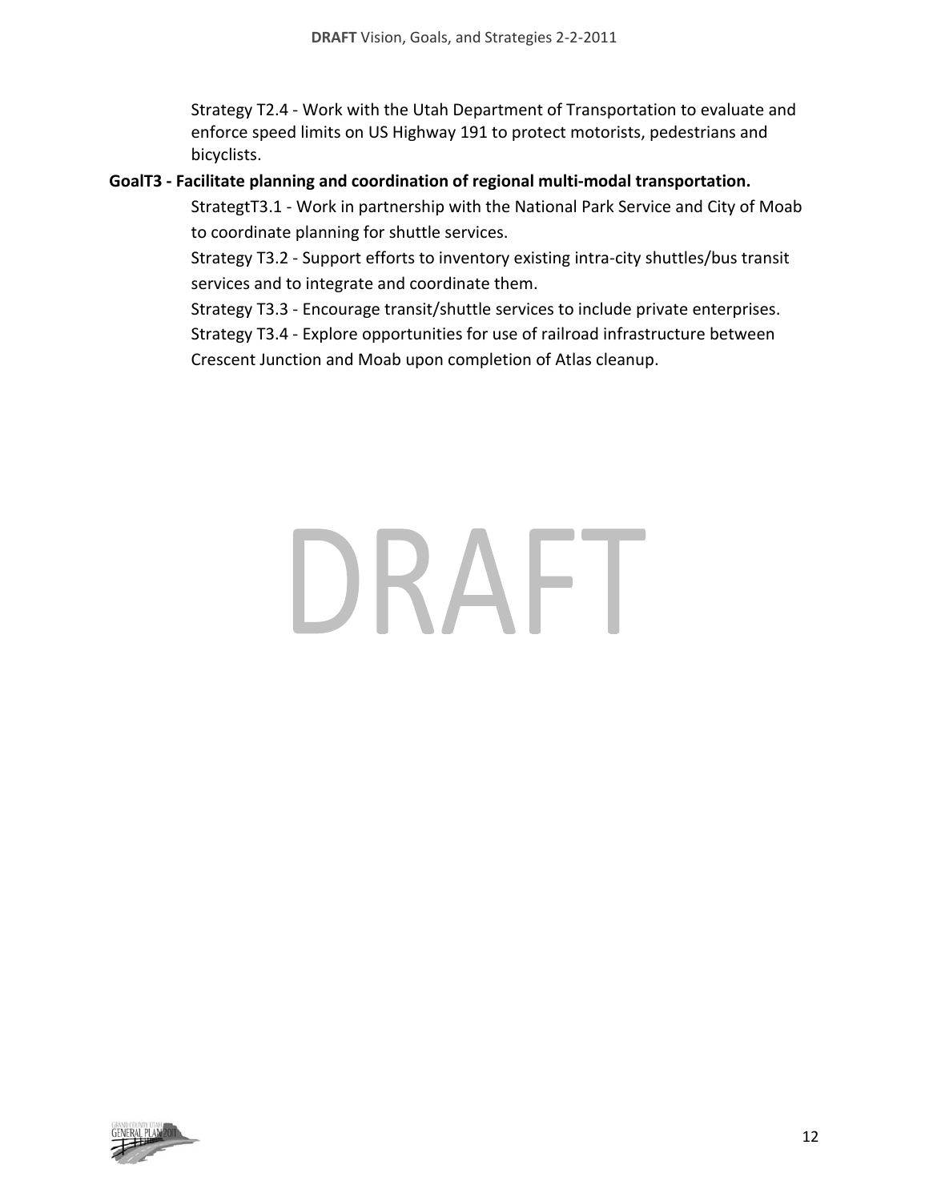Strategy T2.4 - Work with the Utah Department of Transportation to evaluate and enforce speed limits on US Highway 191 to protect motorists, pedestrians and bicyclists.

**GoalT3 - Facilitate planning and coordination of regional multi-modal transportation.**

StrategtT3.1 - Work in partnership with the National Park Service and City of Moab to coordinate planning for shuttle services.

Strategy T3.2 - Support efforts to inventory existing intra-city shuttles/bus transit services and to integrate and coordinate them.

Strategy T3.3 - Encourage transit/shuttle services to include private enterprises.

Strategy T3.4 - Explore opportunities for use of railroad infrastructure between Crescent Junction and Moab upon completion of Atlas cleanup.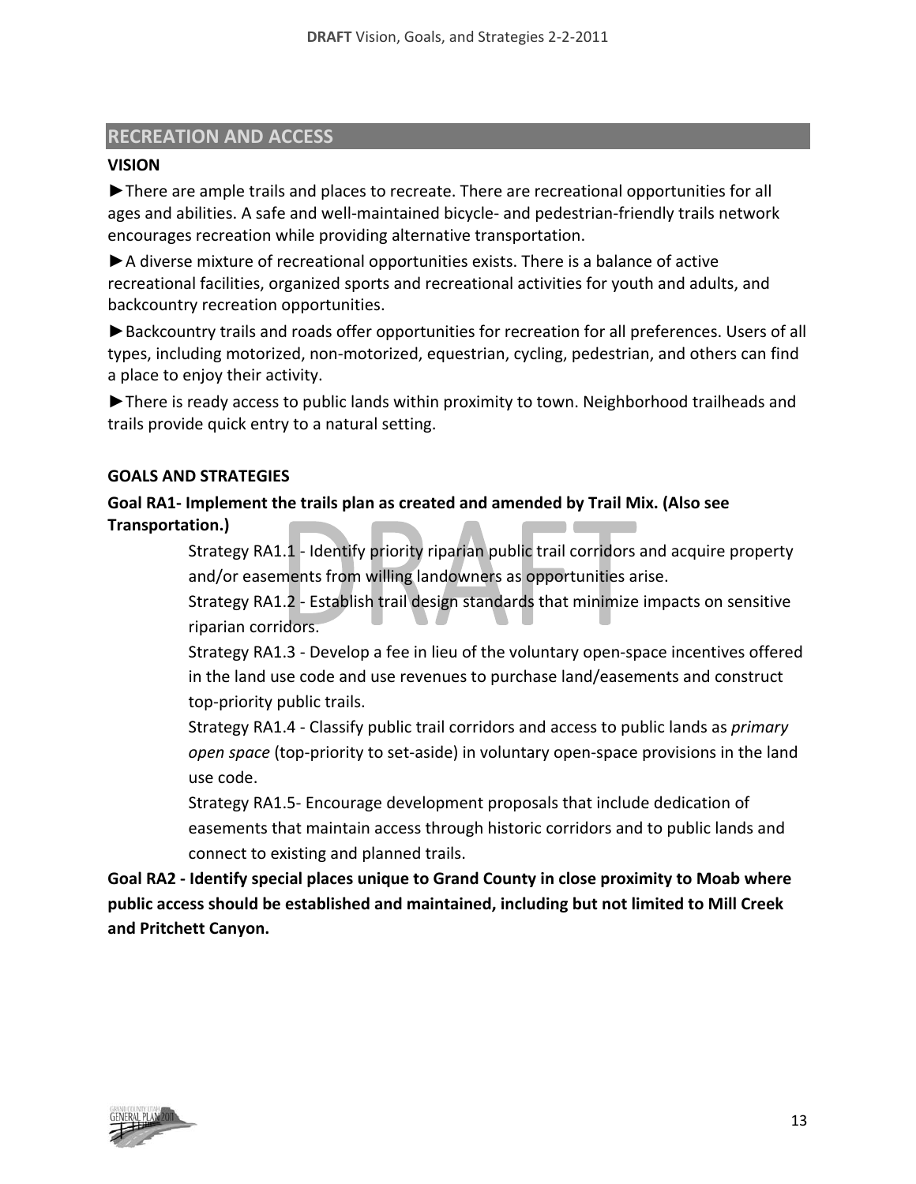## RECREATION AND ACCESS

**VISION**

►There are ample trails and places to recreate. There are recreational opportunities for all ages and abilities. A safe and well-maintained bicycle- and pedestrian-friendly trails network encourages recreation while providing alternative transportation.

►A diverse mixture of recreational opportunities exists. There is a balance of active recreational facilities, organized sports and recreational activities for youth and adults, and backcountry recreation opportunities.

►Backcountry trails and roads offer opportunities for recreation for all preferences. Users of all types, including motorized, non-motorized, equestrian, cycling, pedestrian, and others can find a place to enjoy their activity.

►There is ready access to public lands within proximity to town. Neighborhood trailheads and trails provide quick entry to a natural setting.

**GOALS AND STRATEGIES**

**Goal RA1- Implement the trails plan as created and amended by Trail Mix. (Also see Transportation.)**

Strategy RA1.1 - Identify priority riparian public trail corridors and acquire property and/or easements from willing landowners as opportunities arise.

Strategy RA1.2 - Establish trail design standards that minimize impacts on sensitive riparian corridors.

Strategy RA1.3 - Develop a fee in lieu of the voluntary open-space incentives offered in the land use code and use revenues to purchase land/easements and construct top-priority public trails.

Strategy RA1.4 - Classify public trail corridors and access to public lands as *primary open space* (top-priority to set-aside) in voluntary open-space provisions in the land use code.

Strategy RA1.5- Encourage development proposals that include dedication of easements that maintain access through historic corridors and to public lands and connect to existing and planned trails.

**Goal RA2 - Identify special places unique to Grand County in close proximity to Moab where public access should be established and maintained, including but not limited to Mill Creek and Pritchett Canyon.**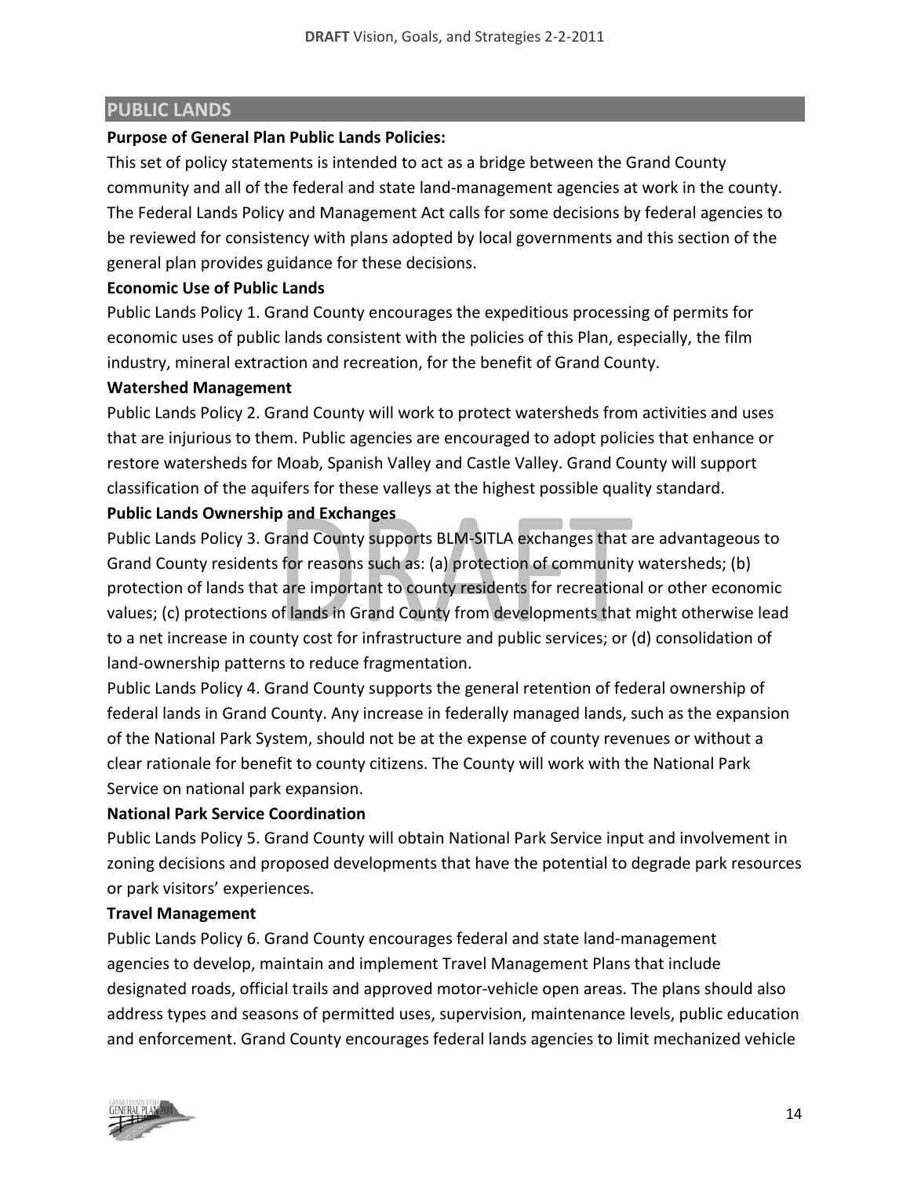## PUBLIC LANDS

**Purpose of General Plan Public Lands Policies:**

This set of policy statements is intended to act as a bridge between the Grand County community and all of the federal and state land-management agencies at work in the county. The Federal Lands Policy and Management Act calls for some decisions by federal agencies to be reviewed for consistency with plans adopted by local governments and this section of the general plan provides guidance for these decisions.

**Economic Use of Public Lands**

Public Lands Policy 1. Grand County encourages the expeditious processing of permits for economic uses of public lands consistent with the policies of this Plan, especially, the film industry, mineral extraction and recreation, for the benefit of Grand County.

**Watershed Management**

Public Lands Policy 2. Grand County will work to protect watersheds from activities and uses that are injurious to them. Public agencies are encouraged to adopt policies that enhance or restore watersheds for Moab, Spanish Valley and Castle Valley. Grand County will support classification of the aquifers for these valleys at the highest possible quality standard.

**Public Lands Ownership and Exchanges**

Public Lands Policy 3. Grand County supports BLM-SITLA exchanges that are advantageous to Grand County residents for reasons such as: (a) protection of community watersheds; (b) protection of lands that are important to county residents for recreational or other economic values; (c) protections of lands in Grand County from developments that might otherwise lead to a net increase in county cost for infrastructure and public services; or (d) consolidation of land-ownership patterns to reduce fragmentation.

Public Lands Policy 4. Grand County supports the general retention of federal ownership of federal lands in Grand County. Any increase in federally managed lands, such as the expansion of the National Park System, should not be at the expense of county revenues or without a clear rationale for benefit to county citizens. The County will work with the National Park Service on national park expansion.

**National Park Service Coordination**

Public Lands Policy 5. Grand County will obtain National Park Service input and involvement in zoning decisions and proposed developments that have the potential to degrade park resources or park visitors' experiences.

**Travel Management**

Public Lands Policy 6. Grand County encourages federal and state land-management agencies to develop, maintain and implement Travel Management Plans that include designated roads, official trails and approved motor-vehicle open areas. The plans should also address types and seasons of permitted uses, supervision, maintenance levels, public education and enforcement. Grand County encourages federal lands agencies to limit mechanized vehicle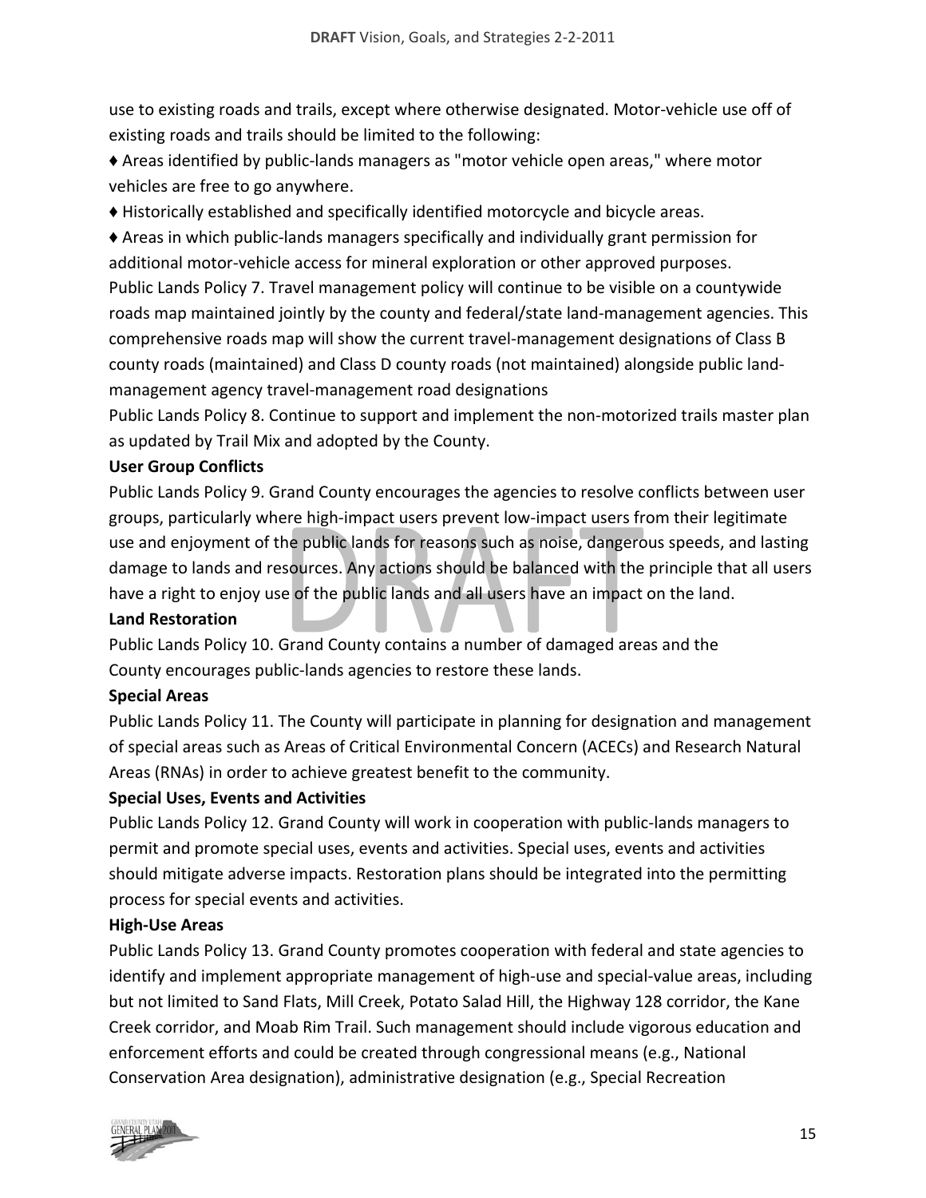use to existing roads and trails, except where otherwise designated. Motor-vehicle use off of existing roads and trails should be limited to the following:

♦ Areas identified by public-lands managers as "motor vehicle open areas," where motor vehicles are free to go anywhere.

♦ Historically established and specifically identified motorcycle and bicycle areas.

♦ Areas in which public-lands managers specifically and individually grant permission for additional motor-vehicle access for mineral exploration or other approved purposes.

Public Lands Policy 7. Travel management policy will continue to be visible on a countywide roads map maintained jointly by the county and federal/state land-management agencies. This comprehensive roads map will show the current travel-management designations of Class B county roads (maintained) and Class D county roads (not maintained) alongside public land-management agency travel-management road designations

Public Lands Policy 8. Continue to support and implement the non-motorized trails master plan as updated by Trail Mix and adopted by the County.

**User Group Conflicts**

Public Lands Policy 9. Grand County encourages the agencies to resolve conflicts between user groups, particularly where high-impact users prevent low-impact users from their legitimate use and enjoyment of the public lands for reasons such as noise, dangerous speeds, and lasting damage to lands and resources. Any actions should be balanced with the principle that all users have a right to enjoy use of the public lands and all users have an impact on the land.

**Land Restoration**

Public Lands Policy 10. Grand County contains a number of damaged areas and the County encourages public-lands agencies to restore these lands.

**Special Areas**

Public Lands Policy 11. The County will participate in planning for designation and management of special areas such as Areas of Critical Environmental Concern (ACECs) and Research Natural Areas (RNAs) in order to achieve greatest benefit to the community.

**Special Uses, Events and Activities**

Public Lands Policy 12. Grand County will work in cooperation with public-lands managers to permit and promote special uses, events and activities. Special uses, events and activities should mitigate adverse impacts. Restoration plans should be integrated into the permitting process for special events and activities.

**High-Use Areas**

Public Lands Policy 13. Grand County promotes cooperation with federal and state agencies to identify and implement appropriate management of high-use and special-value areas, including but not limited to Sand Flats, Mill Creek, Potato Salad Hill, the Highway 128 corridor, the Kane Creek corridor, and Moab Rim Trail. Such management should include vigorous education and enforcement efforts and could be created through congressional means (e.g., National Conservation Area designation), administrative designation (e.g., Special Recreation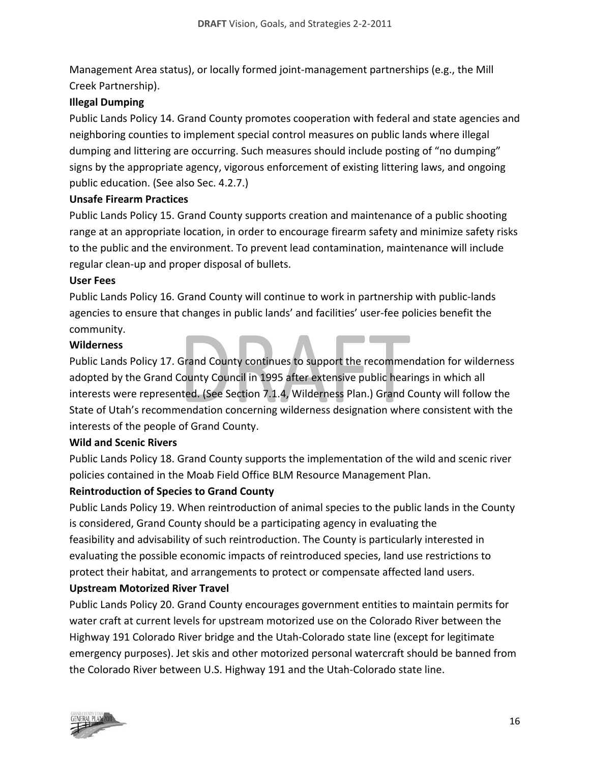Management Area status), or locally formed joint-management partnerships (e.g., the Mill Creek Partnership).

**Illegal Dumping**

Public Lands Policy 14. Grand County promotes cooperation with federal and state agencies and neighboring counties to implement special control measures on public lands where illegal dumping and littering are occurring. Such measures should include posting of "no dumping" signs by the appropriate agency, vigorous enforcement of existing littering laws, and ongoing public education. (See also Sec. 4.2.7.)

**Unsafe Firearm Practices**

Public Lands Policy 15. Grand County supports creation and maintenance of a public shooting range at an appropriate location, in order to encourage firearm safety and minimize safety risks to the public and the environment. To prevent lead contamination, maintenance will include regular clean-up and proper disposal of bullets.

**User Fees**

Public Lands Policy 16. Grand County will continue to work in partnership with public-lands agencies to ensure that changes in public lands' and facilities' user-fee policies benefit the community.

**Wilderness**

Public Lands Policy 17. Grand County continues to support the recommendation for wilderness adopted by the Grand County Council in 1995 after extensive public hearings in which all interests were represented. (See Section 7.1.4, Wilderness Plan.) Grand County will follow the State of Utah's recommendation concerning wilderness designation where consistent with the interests of the people of Grand County.

**Wild and Scenic Rivers**

Public Lands Policy 18. Grand County supports the implementation of the wild and scenic river policies contained in the Moab Field Office BLM Resource Management Plan.

**Reintroduction of Species to Grand County**

Public Lands Policy 19. When reintroduction of animal species to the public lands in the County is considered, Grand County should be a participating agency in evaluating the feasibility and advisability of such reintroduction. The County is particularly interested in evaluating the possible economic impacts of reintroduced species, land use restrictions to protect their habitat, and arrangements to protect or compensate affected land users.

**Upstream Motorized River Travel**

Public Lands Policy 20. Grand County encourages government entities to maintain permits for water craft at current levels for upstream motorized use on the Colorado River between the Highway 191 Colorado River bridge and the Utah-Colorado state line (except for legitimate emergency purposes). Jet skis and other motorized personal watercraft should be banned from the Colorado River between U.S. Highway 191 and the Utah-Colorado state line.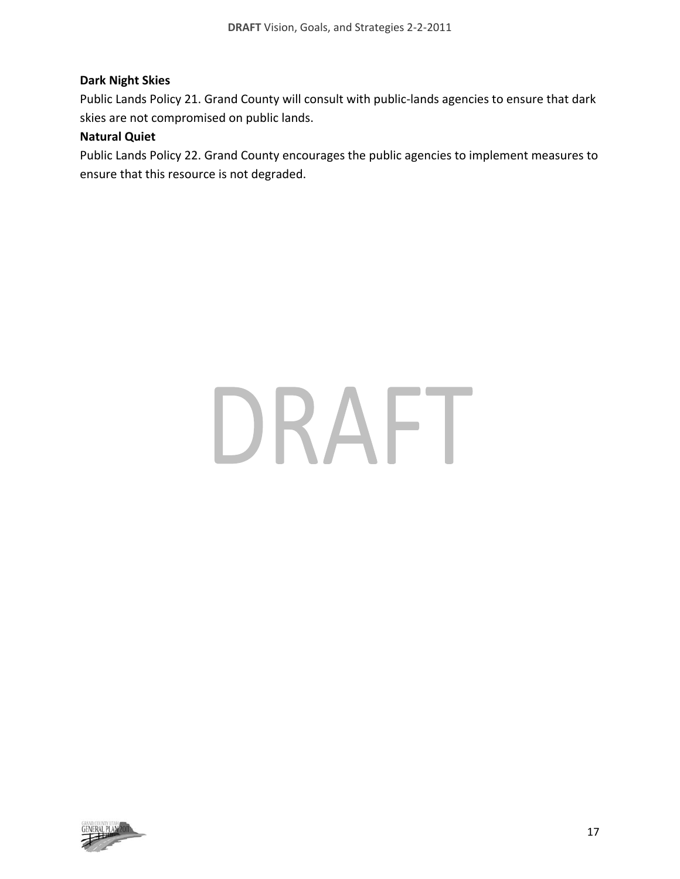**Dark Night Skies**

Public Lands Policy 21. Grand County will consult with public-lands agencies to ensure that dark skies are not compromised on public lands.

**Natural Quiet**

Public Lands Policy 22. Grand County encourages the public agencies to implement measures to ensure that this resource is not degraded.